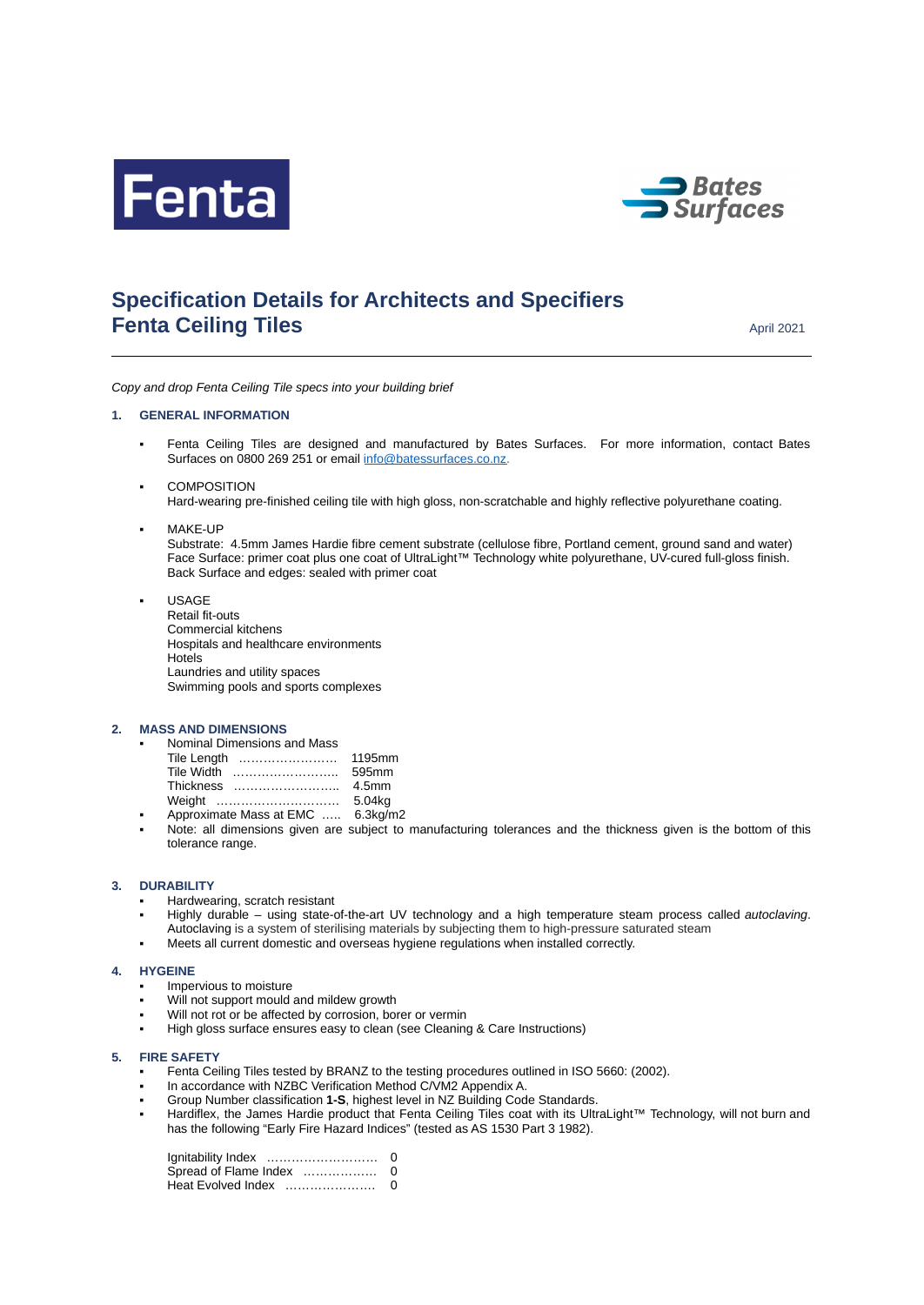Fenta

Bates Surfaces

# Specification Details for Architects and Specifiers
# Fenta Ceiling Tiles

April 2021

*Copy and drop Fenta Ceiling Tile specs into your building brief*

## 1. GENERAL INFORMATION

- Fenta Ceiling Tiles are designed and manufactured by Bates Surfaces. For more information, contact Bates Surfaces on 0800 269 251 or email info@batessurfaces.co.nz.

- COMPOSITION
  Hard-wearing pre-finished ceiling tile with high gloss, non-scratchable and highly reflective polyurethane coating.

- MAKE-UP
  Substrate: 4.5mm James Hardie fibre cement substrate (cellulose fibre, Portland cement, ground sand and water)
  Face Surface: primer coat plus one coat of UltraLight™ Technology white polyurethane, UV-cured full-gloss finish.
  Back Surface and edges: sealed with primer coat

- USAGE
  Retail fit-outs
  Commercial kitchens
  Hospitals and healthcare environments
  Hotels
  Laundries and utility spaces
  Swimming pools and sports complexes

## 2. MASS AND DIMENSIONS

- Nominal Dimensions and Mass
  Tile Length …………………… 1195mm
  Tile Width …………………….. 595mm
  Thickness …………………….. 4.5mm
  Weight ………………………… 5.04kg
- Approximate Mass at EMC ….. 6.3kg/m2
- Note: all dimensions given are subject to manufacturing tolerances and the thickness given is the bottom of this tolerance range.

## 3. DURABILITY

- Hardwearing, scratch resistant
- Highly durable – using state-of-the-art UV technology and a high temperature steam process called *autoclaving*. Autoclaving is a system of sterilising materials by subjecting them to high-pressure saturated steam
- Meets all current domestic and overseas hygiene regulations when installed correctly.

## 4. HYGEINE

- Impervious to moisture
- Will not support mould and mildew growth
- Will not rot or be affected by corrosion, borer or vermin
- High gloss surface ensures easy to clean (see Cleaning & Care Instructions)

## 5. FIRE SAFETY

- Fenta Ceiling Tiles tested by BRANZ to the testing procedures outlined in ISO 5660: (2002).
- In accordance with NZBC Verification Method C/VM2 Appendix A.
- Group Number classification **1-S**, highest level in NZ Building Code Standards.
- Hardiflex, the James Hardie product that Fenta Ceiling Tiles coat with its UltraLight™ Technology, will not burn and has the following "Early Fire Hazard Indices" (tested as AS 1530 Part 3 1982).

  Ignitability Index ……………………… 0
  Spread of Flame Index ……………… 0
  Heat Evolved Index ………………… 0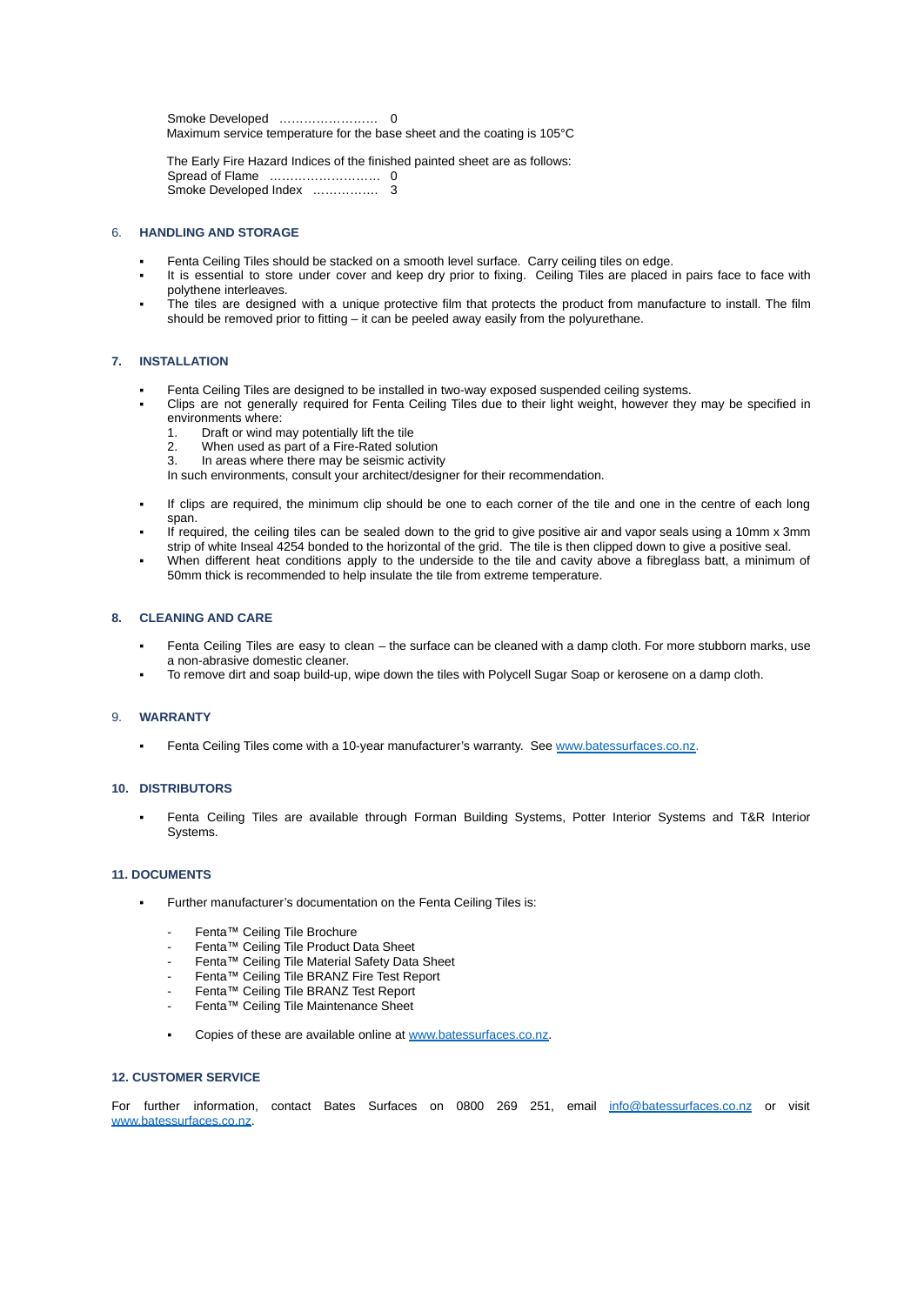Smoke Developed …………………… 0
Maximum service temperature for the base sheet and the coating is 105°C

The Early Fire Hazard Indices of the finished painted sheet are as follows:
Spread of Flame ……………………… 0
Smoke Developed Index ……………. 3

## 6. HANDLING AND STORAGE

- Fenta Ceiling Tiles should be stacked on a smooth level surface. Carry ceiling tiles on edge.
- It is essential to store under cover and keep dry prior to fixing. Ceiling Tiles are placed in pairs face to face with polythene interleaves.
- The tiles are designed with a unique protective film that protects the product from manufacture to install. The film should be removed prior to fitting – it can be peeled away easily from the polyurethane.

## 7. INSTALLATION

- Fenta Ceiling Tiles are designed to be installed in two-way exposed suspended ceiling systems.
- Clips are not generally required for Fenta Ceiling Tiles due to their light weight, however they may be specified in environments where:
  1. Draft or wind may potentially lift the tile
  2. When used as part of a Fire-Rated solution
  3. In areas where there may be seismic activity

  In such environments, consult your architect/designer for their recommendation.
- If clips are required, the minimum clip should be one to each corner of the tile and one in the centre of each long span.
- If required, the ceiling tiles can be sealed down to the grid to give positive air and vapor seals using a 10mm x 3mm strip of white Inseal 4254 bonded to the horizontal of the grid. The tile is then clipped down to give a positive seal.
- When different heat conditions apply to the underside to the tile and cavity above a fibreglass batt, a minimum of 50mm thick is recommended to help insulate the tile from extreme temperature.

## 8. CLEANING AND CARE

- Fenta Ceiling Tiles are easy to clean – the surface can be cleaned with a damp cloth. For more stubborn marks, use a non-abrasive domestic cleaner.
- To remove dirt and soap build-up, wipe down the tiles with Polycell Sugar Soap or kerosene on a damp cloth.

## 9. WARRANTY

- Fenta Ceiling Tiles come with a 10-year manufacturer's warranty. See www.batessurfaces.co.nz.

## 10. DISTRIBUTORS

- Fenta Ceiling Tiles are available through Forman Building Systems, Potter Interior Systems and T&R Interior Systems.

## 11. DOCUMENTS

- Further manufacturer's documentation on the Fenta Ceiling Tiles is:
  - Fenta™ Ceiling Tile Brochure
  - Fenta™ Ceiling Tile Product Data Sheet
  - Fenta™ Ceiling Tile Material Safety Data Sheet
  - Fenta™ Ceiling Tile BRANZ Fire Test Report
  - Fenta™ Ceiling Tile BRANZ Test Report
  - Fenta™ Ceiling Tile Maintenance Sheet

  - Copies of these are available online at www.batessurfaces.co.nz.

## 12. CUSTOMER SERVICE

For further information, contact Bates Surfaces on 0800 269 251, email info@batessurfaces.co.nz or visit www.batessurfaces.co.nz.